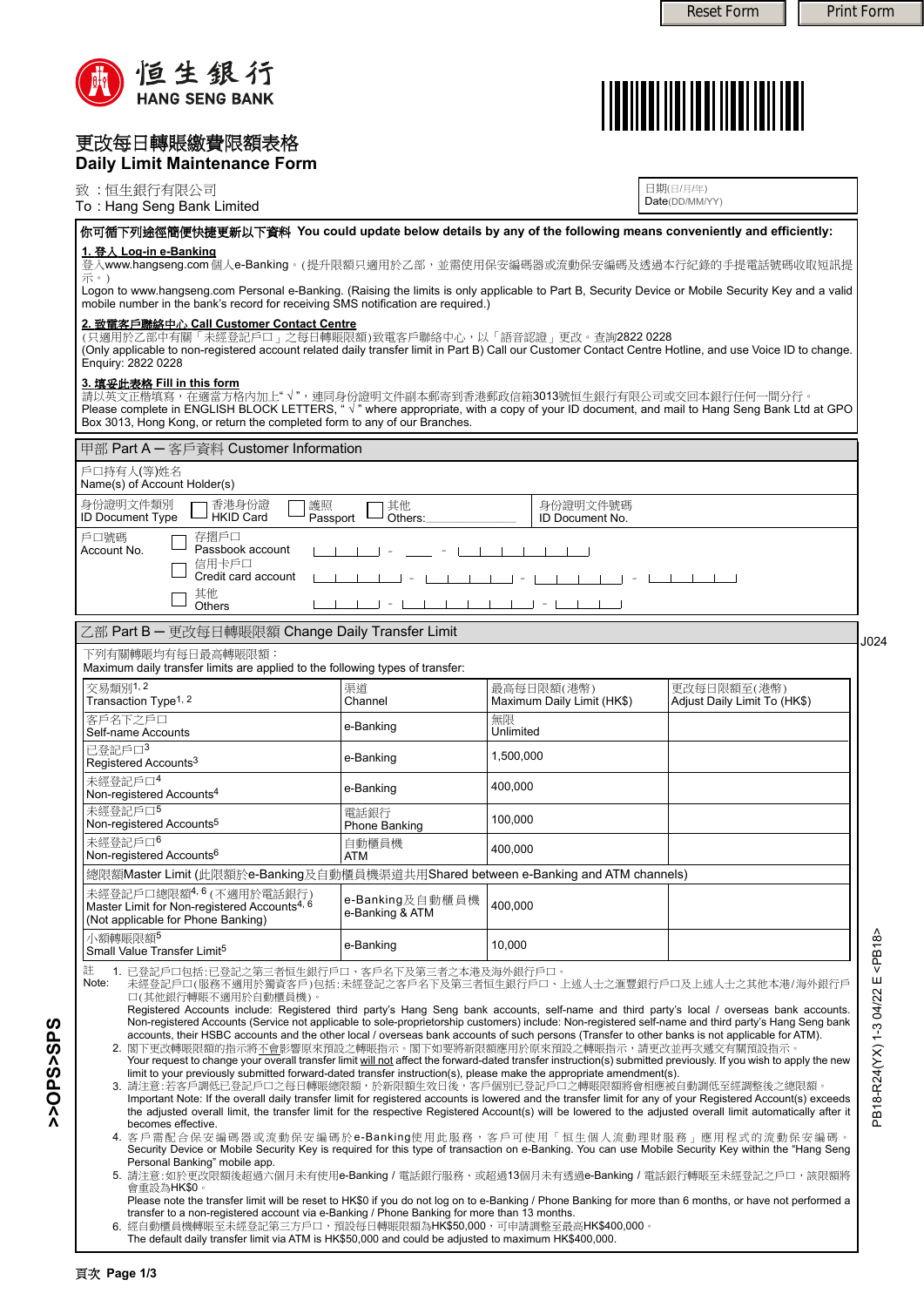恒生銀行
HANG SENG BANK

# 更改每日轉賬繳費限額表格
# Daily Limit Maintenance Form

致：恒生銀行有限公司
To：Hang Seng Bank Limited

日期(日/月/年)
Date(DD/MM/YY)

**你可循下列途徑簡便快捷更新以下資料 You could update below details by any of the following means conveniently and efficiently:**

**1. 登入 Log-in e-Banking**
登入www.hangseng.com 個人e-Banking。(提升限額只適用於乙部，並需使用保安編碼器或流動保安編碼及透過本行紀錄的手提電話號碼收取短訊提示。)
Logon to www.hangseng.com Personal e-Banking. (Raising the limits is only applicable to Part B, Security Device or Mobile Security Key and a valid mobile number in the bank's record for receiving SMS notification are required.)

**2. 致電客戶聯絡中心 Call Customer Contact Centre**
(只適用於乙部中有關「未經登記戶口」之每日轉賬限額)致電客戶聯絡中心，以「語音認證」更改。查詢2822 0228
(Only applicable to non-registered account related daily transfer limit in Part B) Call our Customer Contact Centre Hotline, and use Voice ID to change. Enquiry: 2822 0228

**3. 填妥此表格 Fill in this form**
請以英文正楷填寫，在適當方格內加上"√"，連同身份證明文件副本郵寄到香港郵政信箱3013號恒生銀行有限公司或交回本銀行任何一間分行。
Please complete in ENGLISH BLOCK LETTERS, "√" where appropriate, with a copy of your ID document, and mail to Hang Seng Bank Ltd at GPO Box 3013, Hong Kong, or return the completed form to any of our Branches.

## 甲部 Part A – 客戶資料 Customer Information

戶口持有人(等)姓名
Name(s) of Account Holder(s)

身份證明文件類別 ID Document Type
☐ 香港身份證 HKID Card ☐ 護照 Passport ☐ 其他 Others:________

身份證明文件號碼 ID Document No.

戶口號碼 Account No.
☐ 存摺戶口 Passbook account: ___ - ___ - ___
☐ 信用卡戶口 Credit card account: ___ - ___ - ___ - ___
☐ 其他 Others: ___ - ___ - ___

## 乙部 Part B – 更改每日轉賬限額 Change Daily Transfer Limit

下列有關轉賬均有每日最高轉賬限額：
Maximum daily transfer limits are applied to the following types of transfer:

| 交易類別[1, 2] Transaction Type[1, 2] | 渠道 Channel | 最高每日限額(港幣) Maximum Daily Limit (HK$) | 更改每日限額至(港幣) Adjust Daily Limit To (HK$) |
|---|---|---|---|
| 客戶名下之戶口 Self-name Accounts | e-Banking | 無限 Unlimited | |
| 已登記戶口[3] Registered Accounts[3] | e-Banking | 1,500,000 | |
| 未經登記戶口[4] Non-registered Accounts[4] | e-Banking | 400,000 | |
| 未經登記戶口[5] Non-registered Accounts[5] | 電話銀行 Phone Banking | 100,000 | |
| 未經登記戶口[6] Non-registered Accounts[6] | 自動櫃員機 ATM | 400,000 | |
| 總限額Master Limit (此限額於e-Banking及自動櫃員機渠道共用Shared between e-Banking and ATM channels) | | | |
| 未經登記戶口總限額[4, 6] (不適用於電話銀行) Master Limit for Non-registered Accounts[4, 6] (Not applicable for Phone Banking) | e-Banking及自動櫃員機 e-Banking & ATM | 400,000 | |
| 小額轉賬限額[5] Small Value Transfer Limit[5] | e-Banking | 10,000 | |

註 Note:

1. 已登記戶口包括：已登記之第三者恒生銀行戶口、客戶名下及第三者之本港及海外銀行戶口。
   未經登記戶口(服務不適用於獨資客戶)包括：未經登記之客戶名下及第三者恒生銀行戶口、上述人士之滙豐銀行戶口及上述人士之其他本港/海外銀行戶口(其他銀行轉賬不適用於自動櫃員機)。
   Registered Accounts include: Registered third party's Hang Seng bank accounts, self-name and third party's local / overseas bank accounts. Non-registered Accounts (Service not applicable to sole-proprietorship customers) include: Non-registered self-name and third party's Hang Seng bank accounts, their HSBC accounts and the other local / overseas bank accounts of such persons (Transfer to other banks is not applicable for ATM).
2. 閣下更改轉賬限額的指示將不會影響原來預設之轉賬指示。閣下如要將新限額應用於原來預設之轉賬指示，請更改並再次遞交有關預設指示。
   Your request to change your overall transfer limit will not affect the forward-dated transfer instruction(s) submitted previously. If you wish to apply the new limit to your previously submitted forward-dated transfer instruction(s), please make the appropriate amendment(s).
3. 請注意：若客戶調低已登記戶口之每日轉賬總限額，於新限額生效日後，客戶個別已登記戶口之轉賬限額將會相應被自動調低至經調整後之總限額。
   Important Note: If the overall daily transfer limit for registered accounts is lowered and the transfer limit for any of your Registered Account(s) exceeds the adjusted overall limit, the transfer limit for the respective Registered Account(s) will be lowered to the adjusted overall limit automatically after it becomes effective.
4. 客戶需配合保安編碼器或流動保安編碼於e-Banking使用此服務，客戶可使用「恒生個人流動理財服務」應用程式的流動保安編碼。
   Security Device or Mobile Security Key is required for this type of transaction on e-Banking. You can use Mobile Security Key within the "Hang Seng Personal Banking" mobile app.
5. 請注意：如於更改限額後超過六個月未有使用e-Banking / 電話銀行服務、或超過13個月未有透過e-Banking / 電話銀行轉賬至未經登記之戶口，該限額將會重設為HK$0。
   Please note the transfer limit will be reset to HK$0 if you do not log on to e-Banking / Phone Banking for more than 6 months, or have not performed a transfer to a non-registered account via e-Banking / Phone Banking for more than 13 months.
6. 經自動櫃員機轉賬至未經登記第三方戶口，預設每日轉賬限額為HK$50,000，可申請調整至最高HK$400,000。
   The default daily transfer limit via ATM is HK$50,000 and could be adjusted to maximum HK$400,000.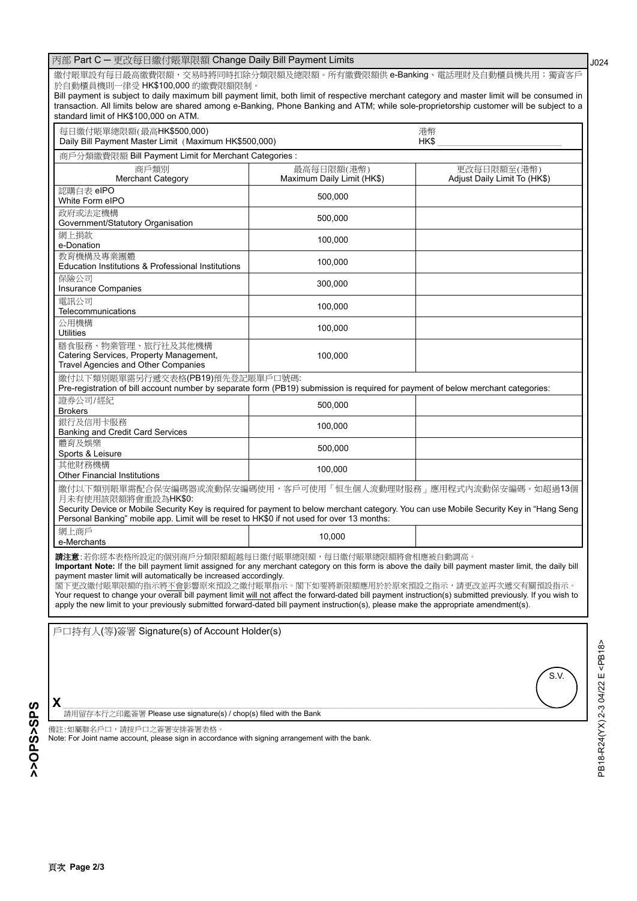## 丙部 Part C — 更改每日繳付賬單限額 Change Daily Bill Payment Limits

J024

繳付賬單設有每日最高繳費限額，交易時將同時扣除分類限額及總限額。所有繳費限額供 e-Banking、電話理財及自動櫃員機共用；獨資客戶於自動櫃員機則一律受 HK$100,000 的繳費限額限制。

Bill payment is subject to daily maximum bill payment limit, both limit of respective merchant category and master limit will be consumed in transaction. All limits below are shared among e-Banking, Phone Banking and ATM; while sole-proprietorship customer will be subject to a standard limit of HK$100,000 on ATM.

每日繳付賬單總限額(最高HK$500,000)
Daily Bill Payment Master Limit（Maximum HK$500,000） 港幣 HK$ ____________________

商戶分類繳費限額 Bill Payment Limit for Merchant Categories :

| 商戶類別<br>Merchant Category | 最高每日限額(港幣)<br>Maximum Daily Limit (HK$) | 更改每日限額至(港幣)<br>Adjust Daily Limit To (HK$) |
|---|---|---|
| 認購白表 eIPO<br>White Form eIPO | 500,000 | |
| 政府或法定機構<br>Government/Statutory Organisation | 500,000 | |
| 網上捐款<br>e-Donation | 100,000 | |
| 教育機構及專業團體<br>Education Institutions & Professional Institutions | 100,000 | |
| 保險公司<br>Insurance Companies | 300,000 | |
| 電訊公司<br>Telecommunications | 100,000 | |
| 公用機構<br>Utilities | 100,000 | |
| 膳食服務、物業管理、旅行社及其他機構<br>Catering Services, Property Management, Travel Agencies and Other Companies | 100,000 | |
| 繳付以下類別賬單需另行遞交表格(PB19)預先登記賬單戶口號碼:<br>Pre-registration of bill account number by separate form (PB19) submission is required for payment of below merchant categories: | | |
| 證券公司/經紀<br>Brokers | 500,000 | |
| 銀行及信用卡服務<br>Banking and Credit Card Services | 100,000 | |
| 體育及娛樂<br>Sports & Leisure | 500,000 | |
| 其他財務機構<br>Other Financial Institutions | 100,000 | |
| 繳付以下類別賬單需配合保安編碼器或流動保安編碼使用，客戶可使用「恒生個人流動理財服務」應用程式內流動保安編碼。如超過13個月未有使用該限額將會重設為HK$0:<br>Security Device or Mobile Security Key is required for payment to below merchant category. You can use Mobile Security Key in "Hang Seng Personal Banking" mobile app. Limit will be reset to HK$0 if not used for over 13 months: | | |
| 網上商戶<br>e-Merchants | 10,000 | |

**請注意**:若你經本表格所設定的個別商戶分類限額超越每日繳付賬單總限額，每日繳付賬單總限額將會相應被自動調高。

**Important Note:** If the bill payment limit assigned for any merchant category on this form is above the daily bill payment master limit, the daily bill payment master limit will automatically be increased accordingly.

閣下更改繳付賬單限額的指示將不會影響原來預設之繳付賬單指示。閣下如要將新限額應用於於原來預設之指示，請更改並再次遞交有關預設指示。

Your request to change your overall bill payment limit will not affect the forward-dated bill payment instruction(s) submitted previously. If you wish to apply the new limit to your previously submitted forward-dated bill payment instruction(s), please make the appropriate amendment(s).

戶口持有人(等)簽署 Signature(s) of Account Holder(s)

S.V.

X ____________________

請用留存本行之印鑑簽署 Please use signature(s) / chop(s) filed with the Bank

備註:如屬聯名戶口，請按戶口之簽署安排簽署表格。
Note: For Joint name account, please sign in accordance with signing arrangement with the bank.

>>OPS>SPS

PB18-R24(YX) 2-3 04/22 E <PB18>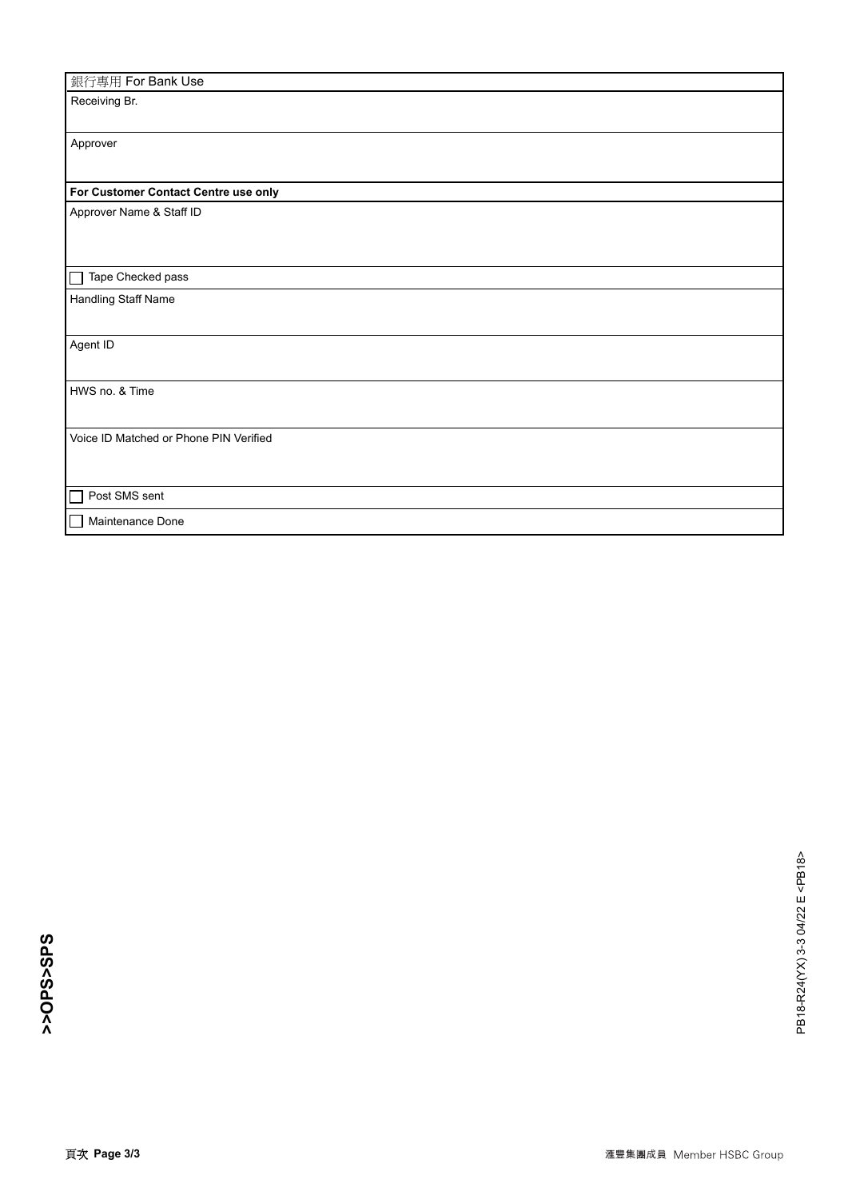| 銀行專用 For Bank Use |
| --- |
| Receiving Br. |
| Approver |
| **For Customer Contact Centre use only** |
| Approver Name & Staff ID |
| ☐ Tape Checked pass |
| Handling Staff Name |
| Agent ID |
| HWS no. & Time |
| Voice ID Matched or Phone PIN Verified |
| ☐ Post SMS sent |
| ☐ Maintenance Done |

**>>OPS>SPS**

PB18-R24(YX) 3-3 04/22 E <PB18>

滙豐集團成員 Member HSBC Group